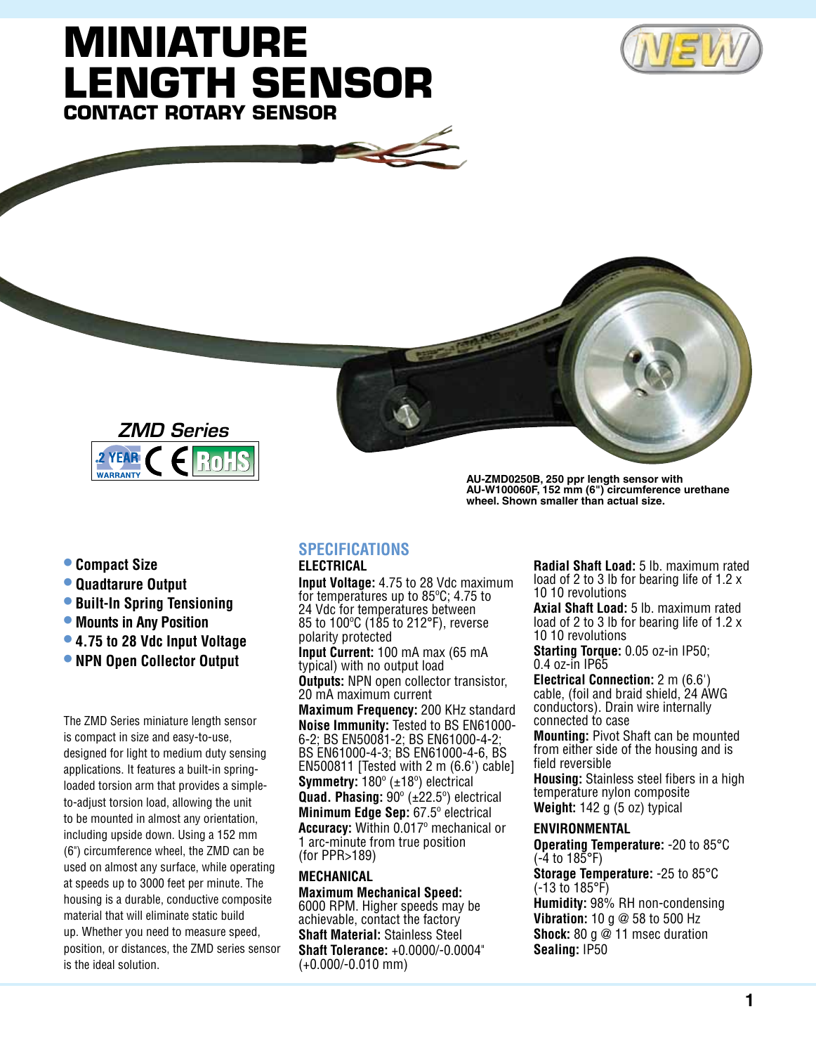# MINIATURE LENGTH SENSOR

## CONTACT ROTARY SENSOR

*ZMD Series*

2 YEAR WARRANTY CE RoHS

**AU-ZMD0250B, 250 ppr length sensor with AU-W100060F, 152 mm (6") circumference urethane wheel. Shown smaller than actual size.**

- **Compact Size**
- **Quadtarure Output**
- **Built-In Spring Tensioning**
- **Mounts in Any Position**
- **4.75 to 28 Vdc Input Voltage**
- **NPN Open Collector Output**

The ZMD Series miniature length sensor is compact in size and easy-to-use, designed for light to medium duty sensing applications. It features a built-in spring-loaded torsion arm that provides a simple-to-adjust torsion load, allowing the unit to be mounted in almost any orientation, including upside down. Using a 152 mm (6") circumference wheel, the ZMD can be used on almost any surface, while operating at speeds up to 3000 feet per minute. The housing is a durable, conductive composite material that will eliminate static build up. Whether you need to measure speed, position, or distances, the ZMD series sensor is the ideal solution.

## SPECIFICATIONS

### ELECTRICAL

**Input Voltage:** 4.75 to 28 Vdc maximum for temperatures up to 85ºC; 4.75 to 24 Vdc for temperatures between 85 to 100ºC (185 to 212°F), reverse polarity protected

**Input Current:** 100 mA max (65 mA typical) with no output load

**Outputs:** NPN open collector transistor, 20 mA maximum current

**Maximum Frequency:** 200 KHz standard

**Noise Immunity:** Tested to BS EN61000-6-2; BS EN50081-2; BS EN61000-4-2; BS EN61000-4-3; BS EN61000-4-6, BS EN500811 [Tested with 2 m (6.6') cable]

**Symmetry:** 180º (±18º) electrical

**Quad. Phasing:** 90º (±22.5º) electrical

**Minimum Edge Sep:** 67.5º electrical

**Accuracy:** Within 0.017º mechanical or 1 arc-minute from true position (for PPR>189)

### MECHANICAL

**Maximum Mechanical Speed:** 6000 RPM. Higher speeds may be achievable, contact the factory

**Shaft Material:** Stainless Steel

**Shaft Tolerance:** +0.0000/-0.0004" (+0.000/-0.010 mm)

**Radial Shaft Load:** 5 lb. maximum rated load of 2 to 3 lb for bearing life of 1.2 x 10 10 revolutions

**Axial Shaft Load:** 5 lb. maximum rated load of 2 to 3 lb for bearing life of 1.2 x 10 10 revolutions

**Starting Torque:** 0.05 oz-in IP50; 0.4 oz-in IP65

**Electrical Connection:** 2 m (6.6') cable, (foil and braid shield, 24 AWG conductors). Drain wire internally connected to case

**Mounting:** Pivot Shaft can be mounted from either side of the housing and is field reversible

**Housing:** Stainless steel fibers in a high temperature nylon composite

**Weight:** 142 g (5 oz) typical

### ENVIRONMENTAL

**Operating Temperature:** -20 to 85°C (-4 to 185°F)

**Storage Temperature:** -25 to 85°C (-13 to 185°F)

**Humidity:** 98% RH non-condensing

**Vibration:** 10 g @ 58 to 500 Hz

**Shock:** 80 g @ 11 msec duration

**Sealing:** IP50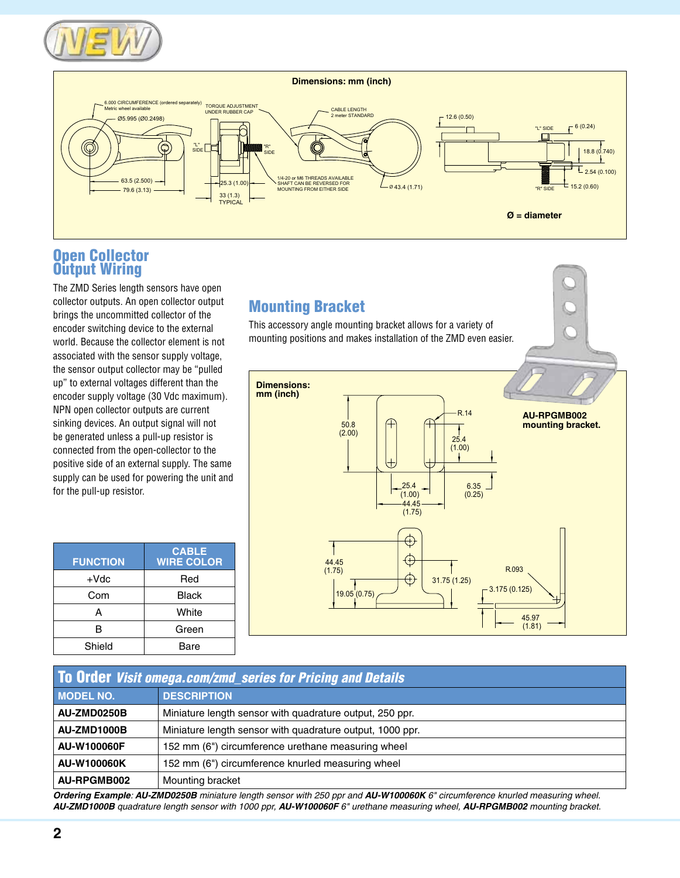**Dimensions: mm (inch)**

6.000 CIRCUMFERENCE (ordered separately)
Metric wheel available
Ø5.995 (Ø0.2498)
TORQUE ADJUSTMENT
UNDER RUBBER CAP
"L" SIDE
"R" SIDE
CABLE LENGTH
2 meter STANDARD
12.6 (0.50)
"L" SIDE
6 (0.24)
18.8 (0.740)
2.54 (0.100)
"R" SIDE
15.2 (0.60)
63.5 (2.500)
79.6 (3.13)
25.3 (1.00)
33 (1.3)
TYPICAL
1/4-20 or M6 THREADS AVAILABLE
SHAFT CAN BE REVERSED FOR
MOUNTING FROM EITHER SIDE
Ø 43.4 (1.71)

Ø = diameter

## Open Collector Output Wiring

The ZMD Series length sensors have open collector outputs. An open collector output brings the uncommitted collector of the encoder switching device to the external world. Because the collector element is not associated with the sensor supply voltage, the sensor output collector may be "pulled up" to external voltages different than the encoder supply voltage (30 Vdc maximum). NPN open collector outputs are current sinking devices. An output signal will not be generated unless a pull-up resistor is connected from the open-collector to the positive side of an external supply. The same supply can be used for powering the unit and for the pull-up resistor.

| FUNCTION | CABLE WIRE COLOR |
|---|---|
| +Vdc | Red |
| Com | Black |
| A | White |
| B | Green |
| Shield | Bare |

## Mounting Bracket

This accessory angle mounting bracket allows for a variety of mounting positions and makes installation of the ZMD even easier.

**Dimensions: mm (inch)**

50.8
(2.00)
R.14
25.4
(1.00)
25.4
(1.00)
6.35
(0.25)
44.45
(1.75)
44.45
(1.75)
19.05 (0.75)
31.75 (1.25)
R.093
3.175 (0.125)
45.97
(1.81)

**AU-RPGMB002 mounting bracket.**

## To Order *Visit omega.com/zmd_series for Pricing and Details*

| MODEL NO. | DESCRIPTION |
|---|---|
| **AU-ZMD0250B** | Miniature length sensor with quadrature output, 250 ppr. |
| **AU-ZMD1000B** | Miniature length sensor with quadrature output, 1000 ppr. |
| **AU-W100060F** | 152 mm (6") circumference urethane measuring wheel |
| **AU-W100060K** | 152 mm (6") circumference knurled measuring wheel |
| **AU-RPGMB002** | Mounting bracket |

***Ordering Example**: **AU-ZMD0250B** miniature length sensor with 250 ppr and **AU-W100060K** 6" circumference knurled measuring wheel. **AU-ZMD1000B** quadrature length sensor with 1000 ppr, **AU-W100060F** 6" urethane measuring wheel, **AU-RPGMB002** mounting bracket.*